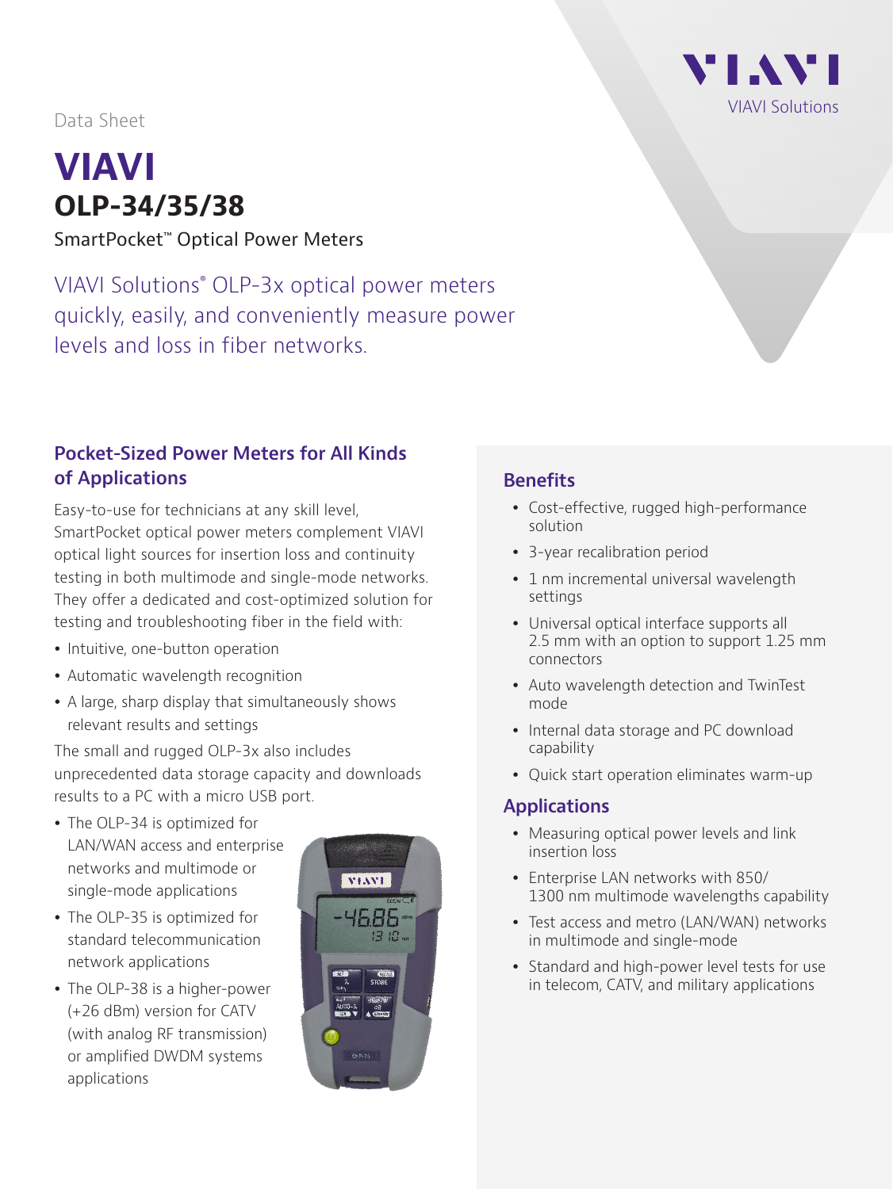Data Sheet

# VIAVI
## OLP-34/35/38

SmartPocket™ Optical Power Meters

VIAVI Solutions® OLP-3x optical power meters quickly, easily, and conveniently measure power levels and loss in fiber networks.

### Pocket-Sized Power Meters for All Kinds of Applications

Easy-to-use for technicians at any skill level, SmartPocket optical power meters complement VIAVI optical light sources for insertion loss and continuity testing in both multimode and single-mode networks. They offer a dedicated and cost-optimized solution for testing and troubleshooting fiber in the field with:

- Intuitive, one-button operation
- Automatic wavelength recognition
- A large, sharp display that simultaneously shows relevant results and settings

The small and rugged OLP-3x also includes unprecedented data storage capacity and downloads results to a PC with a micro USB port.

- The OLP-34 is optimized for LAN/WAN access and enterprise networks and multimode or single-mode applications
- The OLP-35 is optimized for standard telecommunication network applications
- The OLP-38 is a higher-power (+26 dBm) version for CATV (with analog RF transmission) or amplified DWDM systems applications

### Benefits

- Cost-effective, rugged high-performance solution
- 3-year recalibration period
- 1 nm incremental universal wavelength settings
- Universal optical interface supports all 2.5 mm with an option to support 1.25 mm connectors
- Auto wavelength detection and TwinTest mode
- Internal data storage and PC download capability
- Quick start operation eliminates warm-up

### Applications

- Measuring optical power levels and link insertion loss
- Enterprise LAN networks with 850/1300 nm multimode wavelengths capability
- Test access and metro (LAN/WAN) networks in multimode and single-mode
- Standard and high-power level tests for use in telecom, CATV, and military applications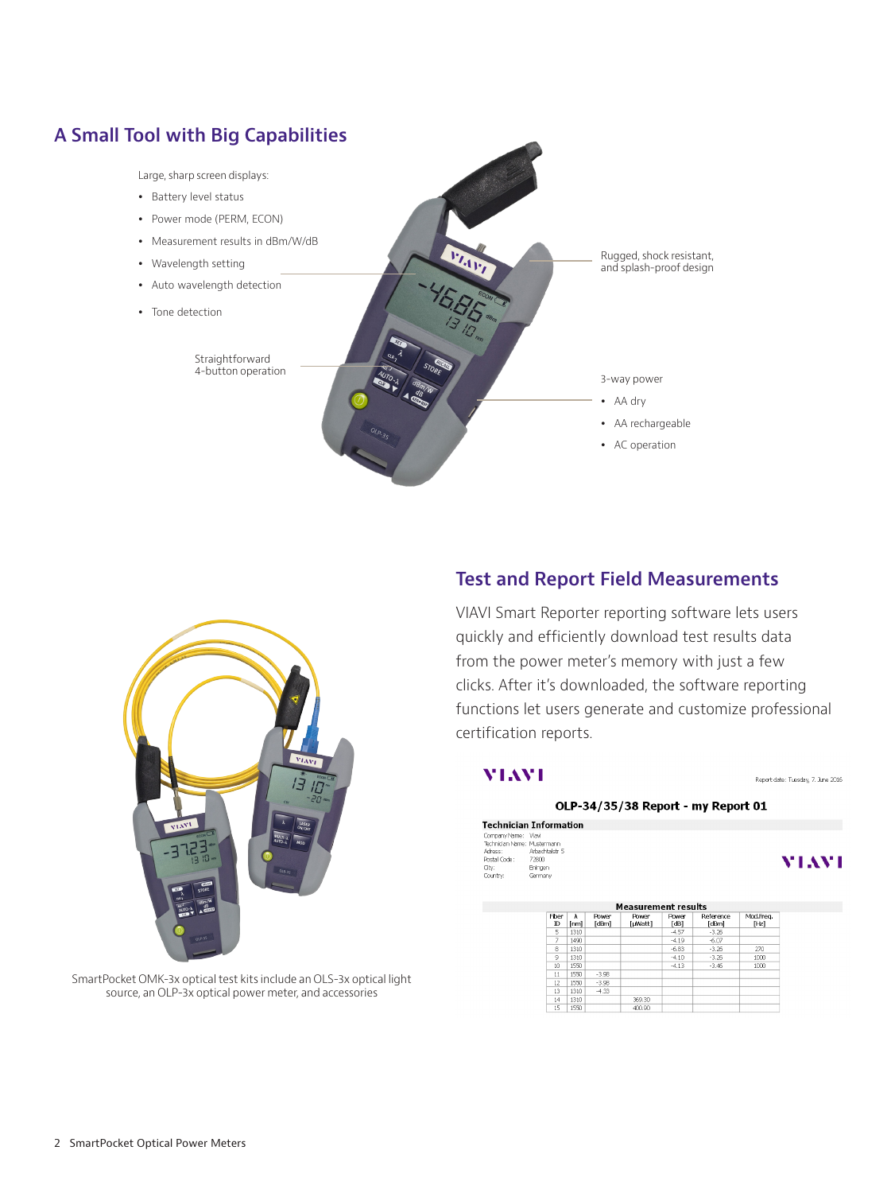## A Small Tool with Big Capabilities

Large, sharp screen displays:

- Battery level status
- Power mode (PERM, ECON)
- Measurement results in dBm/W/dB
- Wavelength setting
- Auto wavelength detection
- Tone detection

Straightforward 4-button operation

Rugged, shock resistant, and splash-proof design

3-way power

- AA dry
- AA rechargeable
- AC operation

SmartPocket OMK-3x optical test kits include an OLS-3x optical light source, an OLP-3x optical power meter, and accessories

## Test and Report Field Measurements

VIAVI Smart Reporter reporting software lets users quickly and efficiently download test results data from the power meter's memory with just a few clicks. After it's downloaded, the software reporting functions let users generate and customize professional certification reports.

VIAVI

Report date: Tuesday, 7. June 2016

**OLP-34/35/38 Report - my Report 01**

**Technician Information**

Company Name: Viavi
Technician Name: Mustermann
Adress: Arbachtalstr. 5
Postal Code: 72800
City: Eningen
Country: Germany

VIAVI

**Measurement results**

| Fiber ID | λ [nm] | Power [dBm] | Power [µWatt] | Power [dB] | Reference [dBm] | Mod.Freq. [Hz] |
|---|---|---|---|---|---|---|
| 5 | 1310 | | | -4.57 | -3.25 | |
| 7 | 1490 | | | -4.19 | -6.07 | |
| 8 | 1310 | | | -6.83 | -3.25 | 270 |
| 9 | 1310 | | | -4.10 | -3.25 | 1000 |
| 10 | 1550 | | | -4.13 | -3.46 | 1000 |
| 11 | 1550 | -3.98 | | | | |
| 12 | 1550 | -3.98 | | | | |
| 13 | 1310 | -4.33 | | | | |
| 14 | 1310 | | 369.30 | | | |
| 15 | 1550 | | 400.90 | | | |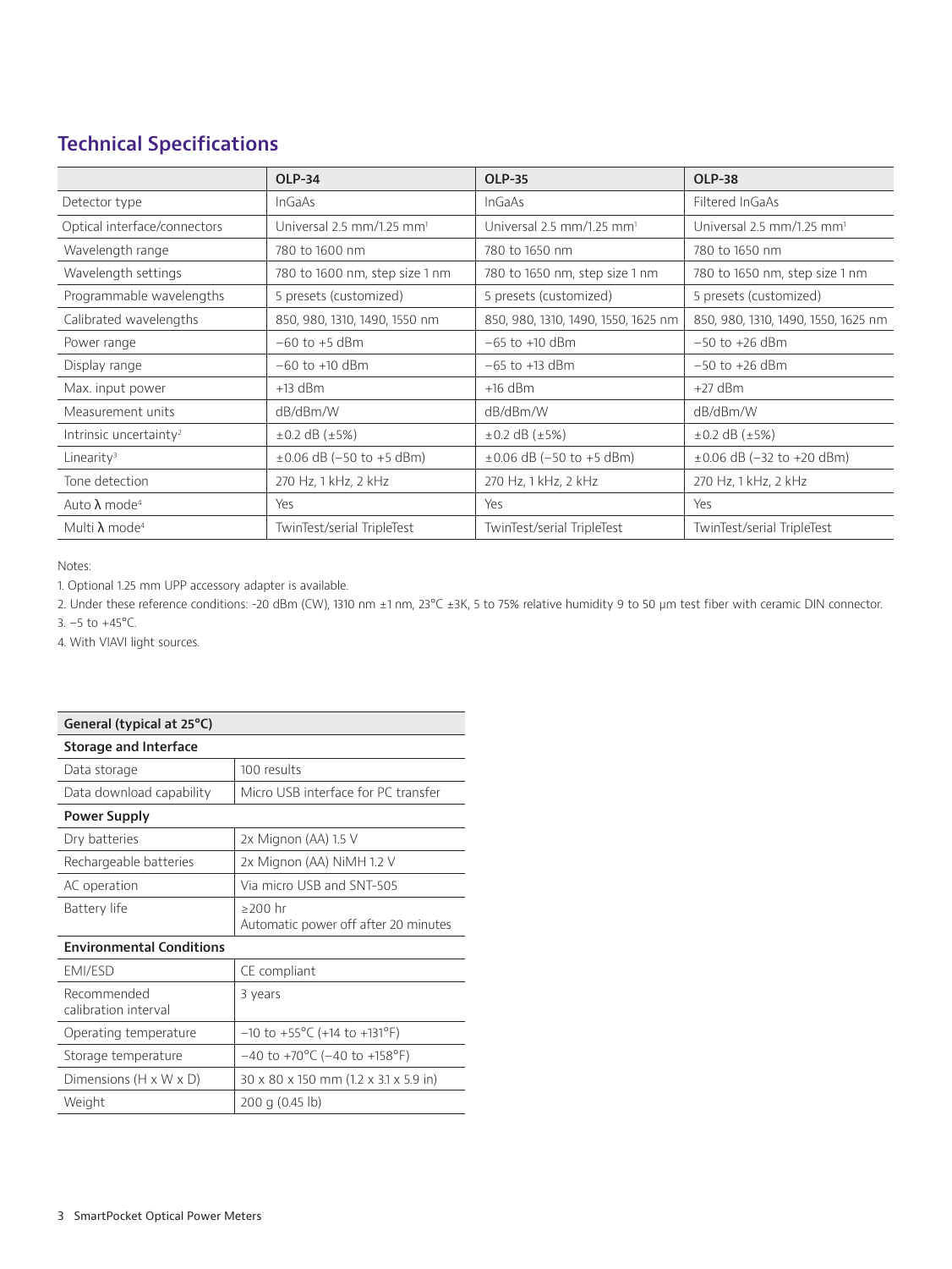## Technical Specifications

| | OLP-34 | OLP-35 | OLP-38 |
|---|---|---|---|
| Detector type | InGaAs | InGaAs | Filtered InGaAs |
| Optical interface/connectors | Universal 2.5 mm/1.25 mm[1] | Universal 2.5 mm/1.25 mm[1] | Universal 2.5 mm/1.25 mm[1] |
| Wavelength range | 780 to 1600 nm | 780 to 1650 nm | 780 to 1650 nm |
| Wavelength settings | 780 to 1600 nm, step size 1 nm | 780 to 1650 nm, step size 1 nm | 780 to 1650 nm, step size 1 nm |
| Programmable wavelengths | 5 presets (customized) | 5 presets (customized) | 5 presets (customized) |
| Calibrated wavelengths | 850, 980, 1310, 1490, 1550 nm | 850, 980, 1310, 1490, 1550, 1625 nm | 850, 980, 1310, 1490, 1550, 1625 nm |
| Power range | −60 to +5 dBm | −65 to +10 dBm | −50 to +26 dBm |
| Display range | −60 to +10 dBm | −65 to +13 dBm | −50 to +26 dBm |
| Max. input power | +13 dBm | +16 dBm | +27 dBm |
| Measurement units | dB/dBm/W | dB/dBm/W | dB/dBm/W |
| Intrinsic uncertainty[2] | ±0.2 dB (±5%) | ±0.2 dB (±5%) | ±0.2 dB (±5%) |
| Linearity[3] | ±0.06 dB (−50 to +5 dBm) | ±0.06 dB (−50 to +5 dBm) | ±0.06 dB (−32 to +20 dBm) |
| Tone detection | 270 Hz, 1 kHz, 2 kHz | 270 Hz, 1 kHz, 2 kHz | 270 Hz, 1 kHz, 2 kHz |
| Auto λ mode[4] | Yes | Yes | Yes |
| Multi λ mode[4] | TwinTest/serial TripleTest | TwinTest/serial TripleTest | TwinTest/serial TripleTest |

Notes:

1. Optional 1.25 mm UPP accessory adapter is available.
2. Under these reference conditions: -20 dBm (CW), 1310 nm ±1 nm, 23°C ±3K, 5 to 75% relative humidity 9 to 50 µm test fiber with ceramic DIN connector.
3. −5 to +45°C.
4. With VIAVI light sources.

| General (typical at 25°C) | |
|---|---|
| **Storage and Interface** | |
| Data storage | 100 results |
| Data download capability | Micro USB interface for PC transfer |
| **Power Supply** | |
| Dry batteries | 2x Mignon (AA) 1.5 V |
| Rechargeable batteries | 2x Mignon (AA) NiMH 1.2 V |
| AC operation | Via micro USB and SNT-505 |
| Battery life | ≥200 hr<br>Automatic power off after 20 minutes |
| **Environmental Conditions** | |
| EMI/ESD | CE compliant |
| Recommended calibration interval | 3 years |
| Operating temperature | −10 to +55°C (+14 to +131°F) |
| Storage temperature | −40 to +70°C (−40 to +158°F) |
| Dimensions (H x W x D) | 30 x 80 x 150 mm (1.2 x 3.1 x 5.9 in) |
| Weight | 200 g (0.45 lb) |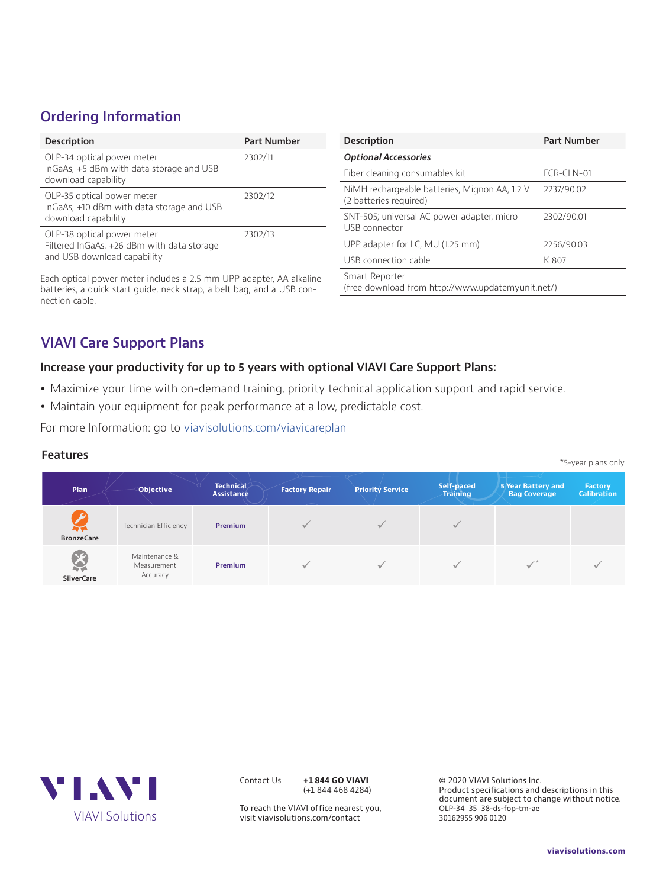## Ordering Information

| Description | Part Number |
|---|---|
| OLP-34 optical power meter<br>InGaAs, +5 dBm with data storage and USB download capability | 2302/11 |
| OLP-35 optical power meter<br>InGaAs, +10 dBm with data storage and USB download capability | 2302/12 |
| OLP-38 optical power meter<br>Filtered InGaAs, +26 dBm with data storage and USB download capability | 2302/13 |

Each optical power meter includes a 2.5 mm UPP adapter, AA alkaline batteries, a quick start guide, neck strap, a belt bag, and a USB connection cable.

| Description | Part Number |
|---|---|
| ***Optional Accessories*** | |
| Fiber cleaning consumables kit | FCR-CLN-01 |
| NiMH rechargeable batteries, Mignon AA, 1.2 V (2 batteries required) | 2237/90.02 |
| SNT-505; universal AC power adapter, micro USB connector | 2302/90.01 |
| UPP adapter for LC, MU (1.25 mm) | 2256/90.03 |
| USB connection cable | K 807 |
| Smart Reporter<br>(free download from http://www.updatemyunit.net/) | |

## VIAVI Care Support Plans

### Increase your productivity for up to 5 years with optional VIAVI Care Support Plans:

- Maximize your time with on-demand training, priority technical application support and rapid service.
- Maintain your equipment for peak performance at a low, predictable cost.

For more Information: go to viavisolutions.com/viavicareplan

### Features

*5-year plans only

| Plan | Objective | Technical Assistance | Factory Repair | Priority Service | Self-paced Training | 5 Year Battery and Bag Coverage | Factory Calibration |
|---|---|---|---|---|---|---|---|
| BronzeCare | Technician Efficiency | Premium | ✓ | ✓ | ✓ | | |
| SilverCare | Maintenance & Measurement Accuracy | Premium | ✓ | ✓ | ✓ | ✓* | ✓ |

VIAVI Solutions

Contact Us **+1 844 GO VIAVI** (+1 844 468 4284)

To reach the VIAVI office nearest you, visit viavisolutions.com/contact

© 2020 VIAVI Solutions Inc.
Product specifications and descriptions in this document are subject to change without notice.
OLP-34–35–38-ds-fop-tm-ae
30162955 906 0120

viavisolutions.com